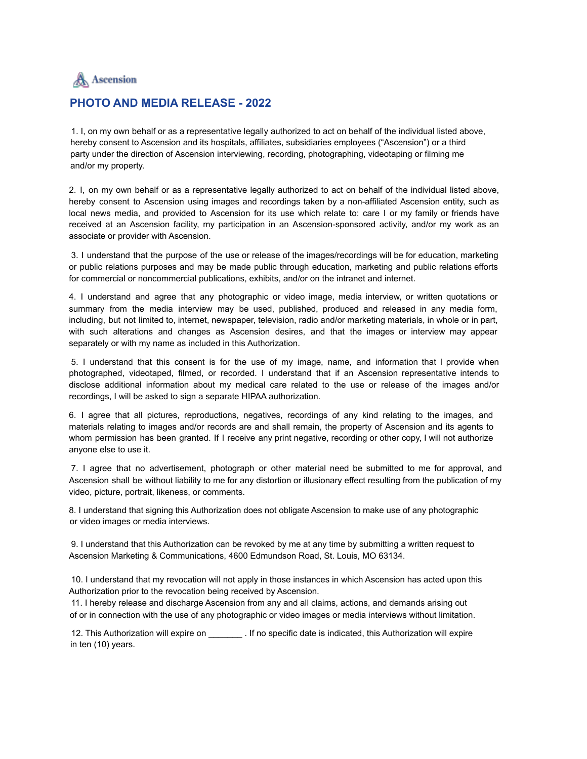Ascension

## PHOTO AND MEDIA RELEASE - 2022

1. I, on my own behalf or as a representative legally authorized to act on behalf of the individual listed above, hereby consent to Ascension and its hospitals, affiliates, subsidiaries employees ("Ascension") or a third party under the direction of Ascension interviewing, recording, photographing, videotaping or filming me and/or my property.

2. I, on my own behalf or as a representative legally authorized to act on behalf of the individual listed above, hereby consent to Ascension using images and recordings taken by a non-affiliated Ascension entity, such as local news media, and provided to Ascension for its use which relate to: care I or my family or friends have received at an Ascension facility, my participation in an Ascension-sponsored activity, and/or my work as an associate or provider with Ascension.

3. I understand that the purpose of the use or release of the images/recordings will be for education, marketing or public relations purposes and may be made public through education, marketing and public relations efforts for commercial or noncommercial publications, exhibits, and/or on the intranet and internet.

4. I understand and agree that any photographic or video image, media interview, or written quotations or summary from the media interview may be used, published, produced and released in any media form, including, but not limited to, internet, newspaper, television, radio and/or marketing materials, in whole or in part, with such alterations and changes as Ascension desires, and that the images or interview may appear separately or with my name as included in this Authorization.

5. I understand that this consent is for the use of my image, name, and information that I provide when photographed, videotaped, filmed, or recorded. I understand that if an Ascension representative intends to disclose additional information about my medical care related to the use or release of the images and/or recordings, I will be asked to sign a separate HIPAA authorization.

6. I agree that all pictures, reproductions, negatives, recordings of any kind relating to the images, and materials relating to images and/or records are and shall remain, the property of Ascension and its agents to whom permission has been granted. If I receive any print negative, recording or other copy, I will not authorize anyone else to use it.

7. I agree that no advertisement, photograph or other material need be submitted to me for approval, and Ascension shall be without liability to me for any distortion or illusionary effect resulting from the publication of my video, picture, portrait, likeness, or comments.

8. I understand that signing this Authorization does not obligate Ascension to make use of any photographic or video images or media interviews.

9. I understand that this Authorization can be revoked by me at any time by submitting a written request to Ascension Marketing & Communications, 4600 Edmundson Road, St. Louis, MO 63134.

10. I understand that my revocation will not apply in those instances in which Ascension has acted upon this Authorization prior to the revocation being received by Ascension.

11. I hereby release and discharge Ascension from any and all claims, actions, and demands arising out of or in connection with the use of any photographic or video images or media interviews without limitation.

12. This Authorization will expire on _______ . If no specific date is indicated, this Authorization will expire in ten (10) years.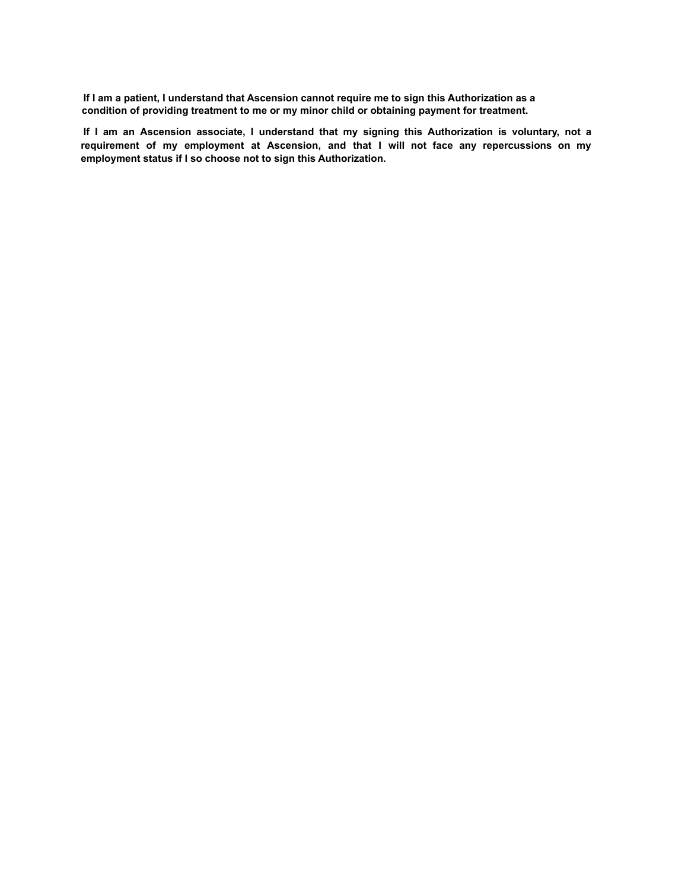**If I am a patient, I understand that Ascension cannot require me to sign this Authorization as a condition of providing treatment to me or my minor child or obtaining payment for treatment.**

**If I am an Ascension associate, I understand that my signing this Authorization is voluntary, not a requirement of my employment at Ascension, and that I will not face any repercussions on my employment status if I so choose not to sign this Authorization.**